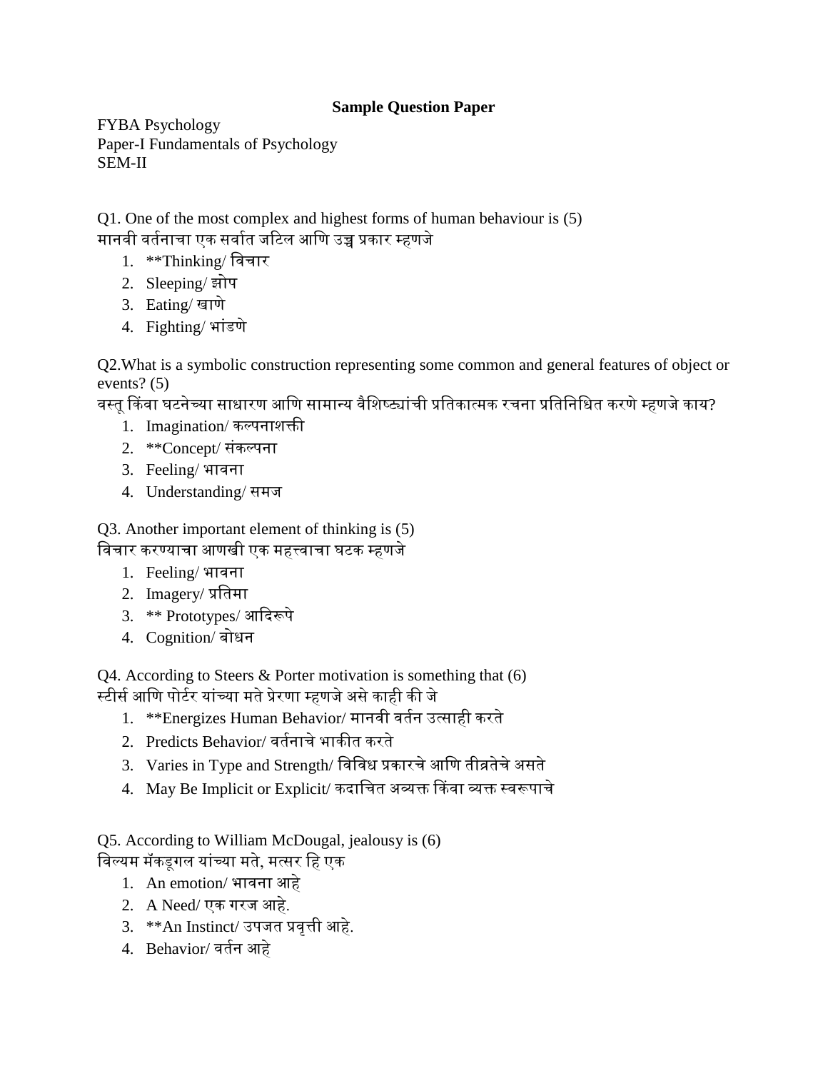**Sample Question Paper**

FYBA Psychology
Paper-I Fundamentals of Psychology
SEM-II

Q1. One of the most complex and highest forms of human behaviour is (5)
मानवी वर्तनाचा एक सर्वात जटिल आणि उच्च प्रकार म्हणजे

1. **Thinking/ विचार
2. Sleeping/ झोप
3. Eating/ खाणे
4. Fighting/ भांडणे

Q2.What is a symbolic construction representing some common and general features of object or events? (5)
वस्तू किंवा घटनेच्या साधारण आणि सामान्य वैशिष्ट्यांची प्रतिकात्मक रचना प्रतिनिधित करणे म्हणजे काय?

1. Imagination/ कल्पनाशक्ती
2. **Concept/ संकल्पना
3. Feeling/ भावना
4. Understanding/ समज

Q3. Another important element of thinking is (5)
विचार करण्याचा आणखी एक महत्त्वाचा घटक म्हणजे

1. Feeling/ भावना
2. Imagery/ प्रतिमा
3. ** Prototypes/ आदिरूपे
4. Cognition/ बोधन

Q4. According to Steers & Porter motivation is something that (6)
स्टीर्स आणि पोर्टर यांच्या मते प्रेरणा म्हणजे असे काही की जे

1. **Energizes Human Behavior/ मानवी वर्तन उत्साही करते
2. Predicts Behavior/ वर्तनाचे भाकीत करते
3. Varies in Type and Strength/ विविध प्रकारचे आणि तीव्रतेचे असते
4. May Be Implicit or Explicit/ कदाचित अव्यक्त किंवा व्यक्त स्वरूपाचे

Q5. According to William McDougal, jealousy is (6)
विल्यम मॅकडूगल यांच्या मते, मत्सर हि एक

1. An emotion/ भावना आहे
2. A Need/ एक गरज आहे.
3. **An Instinct/ उपजत प्रवृत्ती आहे.
4. Behavior/ वर्तन आहे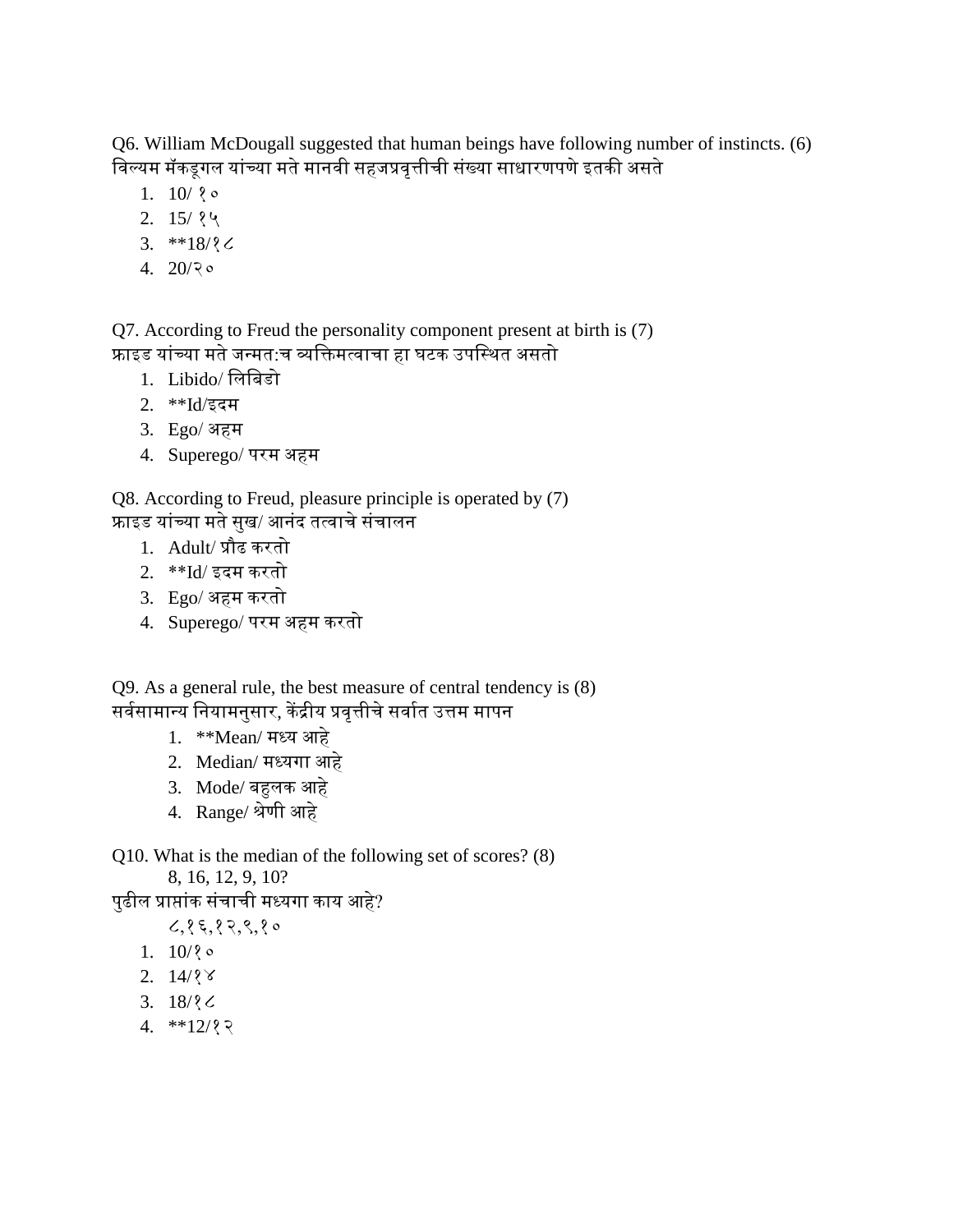Q6. William McDougall suggested that human beings have following number of instincts. (6)
विल्यम मॅकडूगल यांच्या मते मानवी सहजप्रवृत्तीची संख्या साधारणपणे इतकी असते

1. 10/ १०
2. 15/ १५
3. **18/१८
4. 20/२०

Q7. According to Freud the personality component present at birth is (7)
फ्राइड यांच्या मते जन्मत:च व्यक्तिमत्वाचा हा घटक उपस्थित असतो

1. Libido/ लिबिडो
2. **Id/इदम
3. Ego/ अहम
4. Superego/ परम अहम

Q8. According to Freud, pleasure principle is operated by (7)
फ्राइड यांच्या मते सुख/ आनंद तत्वाचे संचालन

1. Adult/ प्रौढ करतो
2. **Id/ इदम करतो
3. Ego/ अहम करतो
4. Superego/ परम अहम करतो

Q9. As a general rule, the best measure of central tendency is (8)
सर्वसामान्य नियामनुसार, केंद्रीय प्रवृत्तीचे सर्वात उत्तम मापन

1. **Mean/ मध्य आहे
2. Median/ मध्यगा आहे
3. Mode/ बहुलक आहे
4. Range/ श्रेणी आहे

Q10. What is the median of the following set of scores? (8)
8, 16, 12, 9, 10?
पुढील प्राप्तांक संचाची मध्यगा काय आहे?
८,१६,१२,९,१०

1. 10/१०
2. 14/१४
3. 18/१८
4. **12/१२